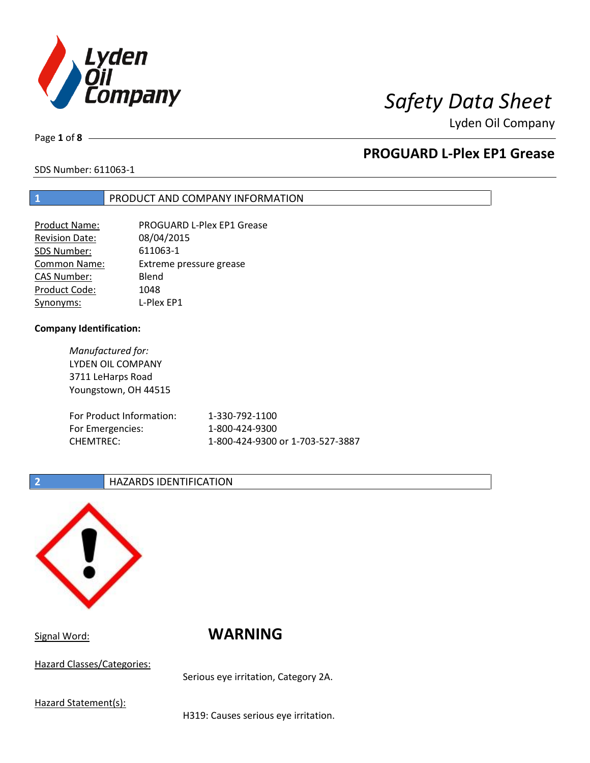# Safety Data Sheet

Lyden Oil Company

## PROGUARD L-Plex EP1 Grease

SDS Number: 611063-1

## 1 PRODUCT AND COMPANY INFORMATION

| | |
|---|---|
| Product Name: | PROGUARD L-Plex EP1 Grease |
| Revision Date: | 08/04/2015 |
| SDS Number: | 611063-1 |
| Common Name: | Extreme pressure grease |
| CAS Number: | Blend |
| Product Code: | 1048 |
| Synonyms: | L-Plex EP1 |

**Company Identification:**

*Manufactured for:*
LYDEN OIL COMPANY
3711 LeHarps Road
Youngstown, OH 44515

| | |
|---|---|
| For Product Information: | 1-330-792-1100 |
| For Emergencies: | 1-800-424-9300 |
| CHEMTREC: | 1-800-424-9300 or 1-703-527-3887 |

## 2 HAZARDS IDENTIFICATION

Signal Word: **WARNING**

Hazard Classes/Categories:

Serious eye irritation, Category 2A.

Hazard Statement(s):

H319: Causes serious eye irritation.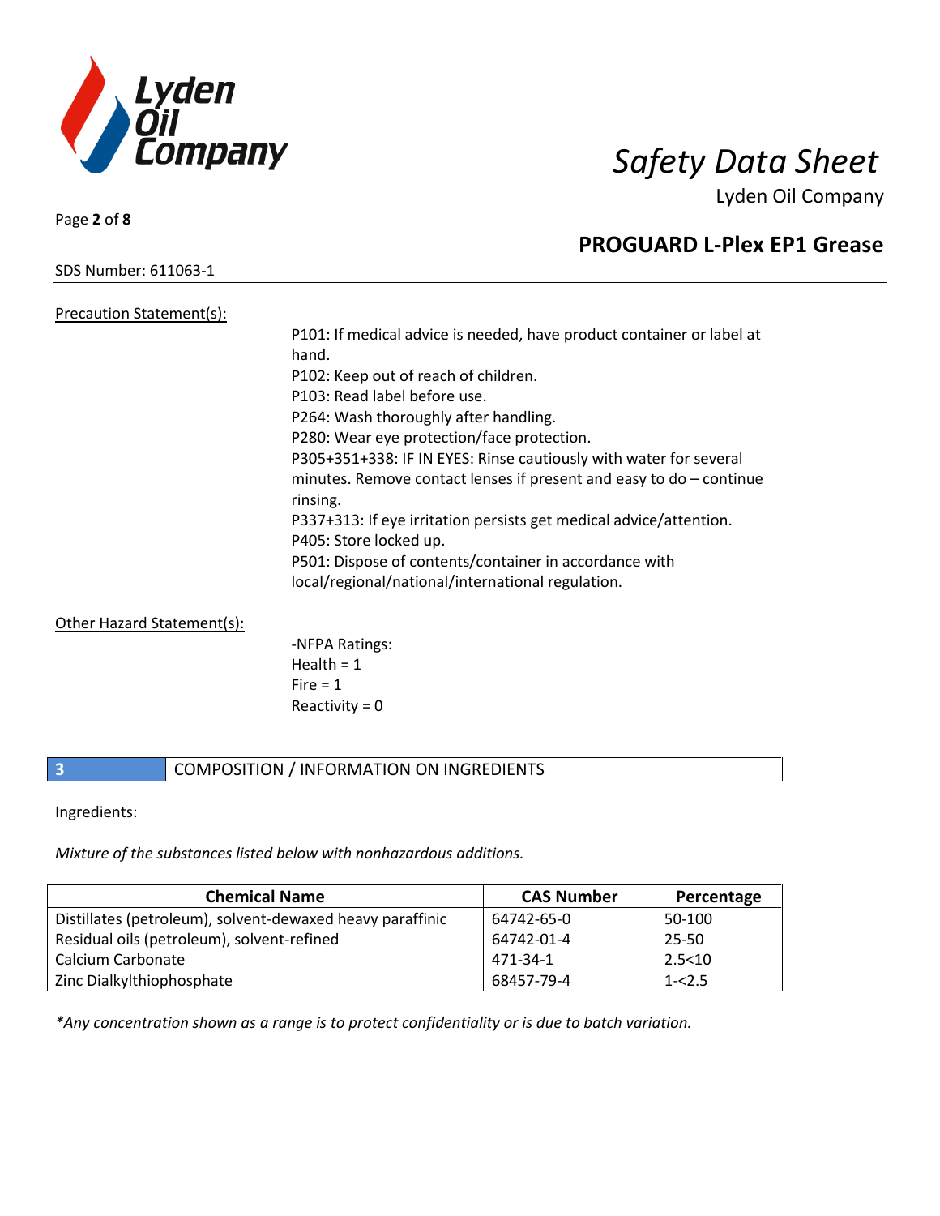Precation Statement(s):

P101: If medical advice is needed, have product container or label at hand.
P102: Keep out of reach of children.
P103: Read label before use.
P264: Wash thoroughly after handling.
P280: Wear eye protection/face protection.
P305+351+338: IF IN EYES: Rinse cautiously with water for several minutes. Remove contact lenses if present and easy to do – continue rinsing.
P337+313: If eye irritation persists get medical advice/attention.
P405: Store locked up.
P501: Dispose of contents/container in accordance with local/regional/national/international regulation.

Other Hazard Statement(s):

-NFPA Ratings:
Health = 1
Fire = 1
Reactivity = 0

## 3 COMPOSITION / INFORMATION ON INGREDIENTS

Ingredients:

*Mixture of the substances listed below with nonhazardous additions.*

| Chemical Name | CAS Number | Percentage |
|---|---|---|
| Distillates (petroleum), solvent-dewaxed heavy paraffinic | 64742-65-0 | 50-100 |
| Residual oils (petroleum), solvent-refined | 64742-01-4 | 25-50 |
| Calcium Carbonate | 471-34-1 | 2.5<10 |
| Zinc Dialkylthiophosphate | 68457-79-4 | 1-<2.5 |

*\*Any concentration shown as a range is to protect confidentiality or is due to batch variation.*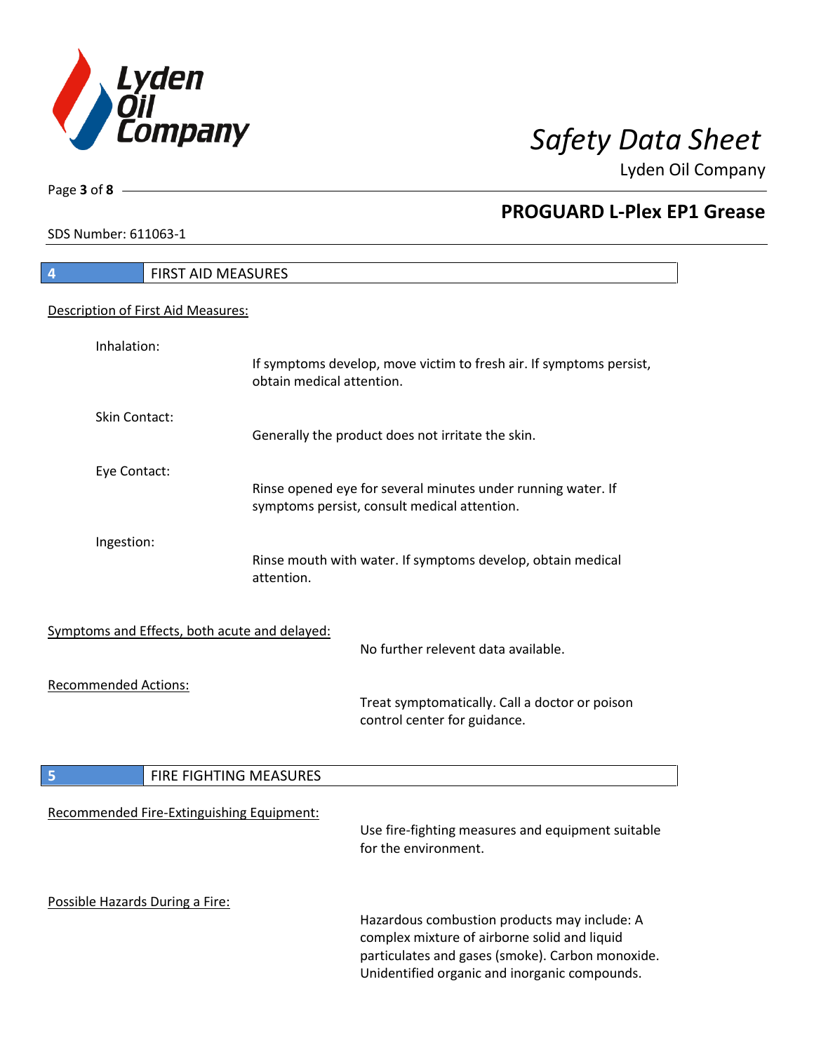## 4 FIRST AID MEASURES

Description of First Aid Measures:

**Inhalation:**
If symptoms develop, move victim to fresh air. If symptoms persist, obtain medical attention.

**Skin Contact:**
Generally the product does not irritate the skin.

**Eye Contact:**
Rinse opened eye for several minutes under running water. If symptoms persist, consult medical attention.

**Ingestion:**
Rinse mouth with water. If symptoms develop, obtain medical attention.

Symptoms and Effects, both acute and delayed:

No further relevent data available.

Recommended Actions:

Treat symptomatically. Call a doctor or poison control center for guidance.

## 5 FIRE FIGHTING MEASURES

Recommended Fire-Extinguishing Equipment:

Use fire-fighting measures and equipment suitable for the environment.

Possible Hazards During a Fire:

Hazardous combustion products may include: A complex mixture of airborne solid and liquid particulates and gases (smoke). Carbon monoxide. Unidentified organic and inorganic compounds.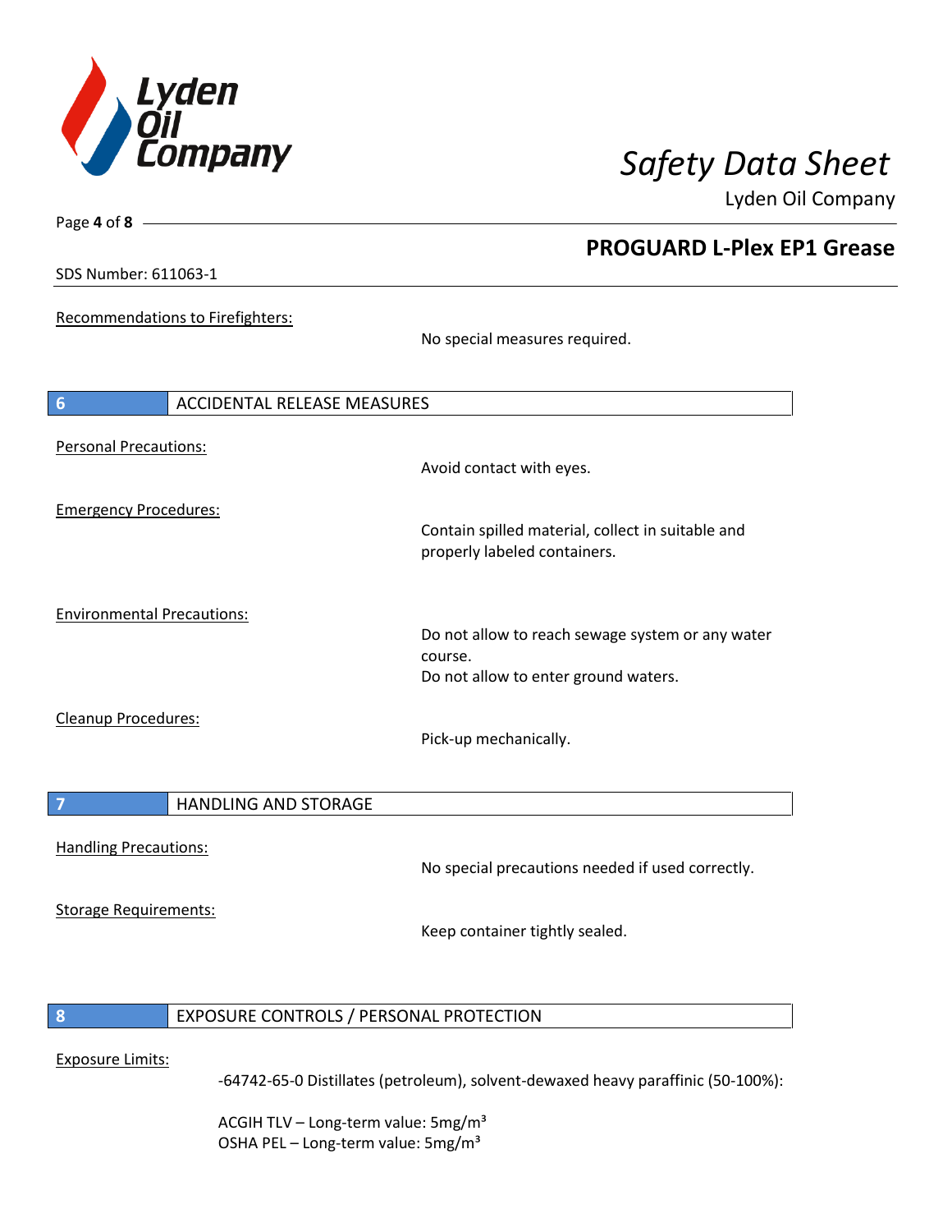Recommendations to Firefighters:

No special measures required.

## 6 ACCIDENTAL RELEASE MEASURES

Personal Precautions:

Avoid contact with eyes.

Emergency Procedures:

Contain spilled material, collect in suitable and properly labeled containers.

Environmental Precautions:

Do not allow to reach sewage system or any water course.
Do not allow to enter ground waters.

Cleanup Procedures:

Pick-up mechanically.

## 7 HANDLING AND STORAGE

Handling Precautions:

No special precautions needed if used correctly.

Storage Requirements:

Keep container tightly sealed.

## 8 EXPOSURE CONTROLS / PERSONAL PROTECTION

Exposure Limits:

-64742-65-0 Distillates (petroleum), solvent-dewaxed heavy paraffinic (50-100%):

ACGIH TLV – Long-term value: 5mg/m$^3$
OSHA PEL – Long-term value: 5mg/m$^3$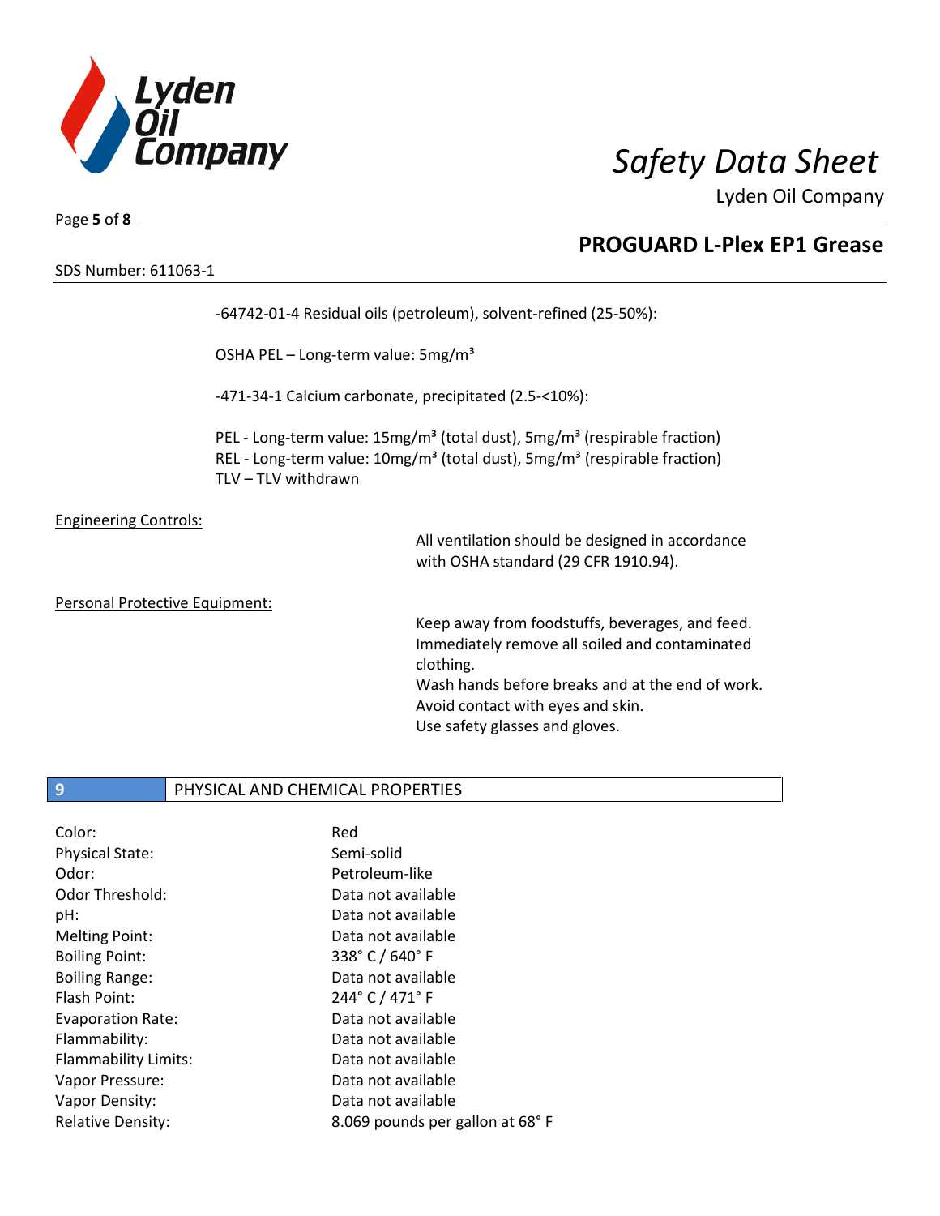-64742-01-4 Residual oils (petroleum), solvent-refined (25-50%):

OSHA PEL – Long-term value: 5mg/m³

-471-34-1 Calcium carbonate, precipitated (2.5-<10%):

PEL - Long-term value: 15mg/m³ (total dust), 5mg/m³ (respirable fraction)
REL - Long-term value: 10mg/m³ (total dust), 5mg/m³ (respirable fraction)
TLV – TLV withdrawn

Engineering Controls:

All ventilation should be designed in accordance with OSHA standard (29 CFR 1910.94).

Personal Protective Equipment:

Keep away from foodstuffs, beverages, and feed.
Immediately remove all soiled and contaminated clothing.
Wash hands before breaks and at the end of work.
Avoid contact with eyes and skin.
Use safety glasses and gloves.

## 9 PHYSICAL AND CHEMICAL PROPERTIES

| | |
|---|---|
| Color: | Red |
| Physical State: | Semi-solid |
| Odor: | Petroleum-like |
| Odor Threshold: | Data not available |
| pH: | Data not available |
| Melting Point: | Data not available |
| Boiling Point: | 338° C / 640° F |
| Boiling Range: | Data not available |
| Flash Point: | 244° C / 471° F |
| Evaporation Rate: | Data not available |
| Flammability: | Data not available |
| Flammability Limits: | Data not available |
| Vapor Pressure: | Data not available |
| Vapor Density: | Data not available |
| Relative Density: | 8.069 pounds per gallon at 68° F |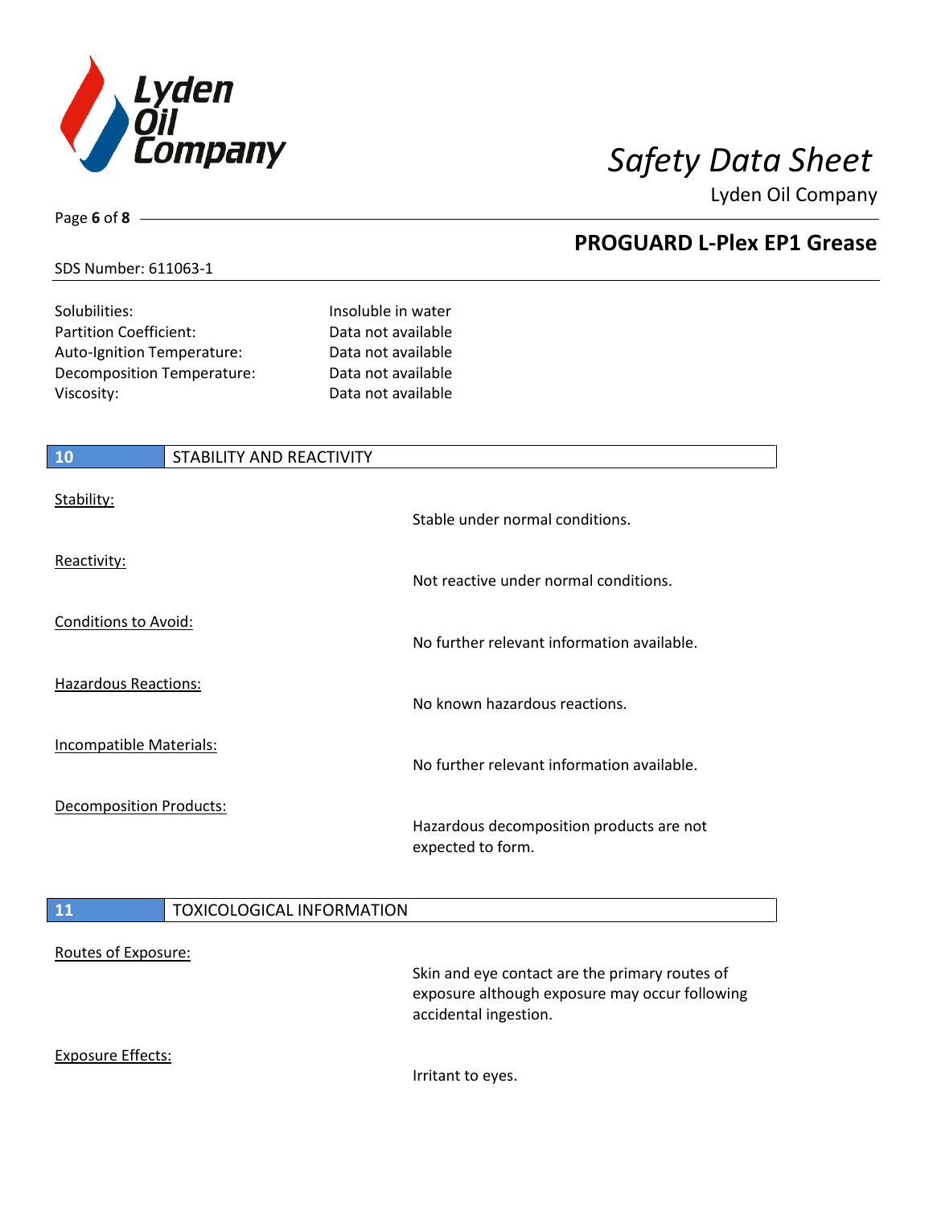| | |
|---|---|
| Solubilities: | Insoluble in water |
| Partition Coefficient: | Data not available |
| Auto-Ignition Temperature: | Data not available |
| Decomposition Temperature: | Data not available |
| Viscosity: | Data not available |

## 10 STABILITY AND REACTIVITY

| | |
|---|---|
| Stability: | Stable under normal conditions. |
| Reactivity: | Not reactive under normal conditions. |
| Conditions to Avoid: | No further relevant information available. |
| Hazardous Reactions: | No known hazardous reactions. |
| Incompatible Materials: | No further relevant information available. |
| Decomposition Products: | Hazardous decomposition products are not expected to form. |

## 11 TOXICOLOGICAL INFORMATION

| | |
|---|---|
| Routes of Exposure: | Skin and eye contact are the primary routes of exposure although exposure may occur following accidental ingestion. |
| Exposure Effects: | Irritant to eyes. |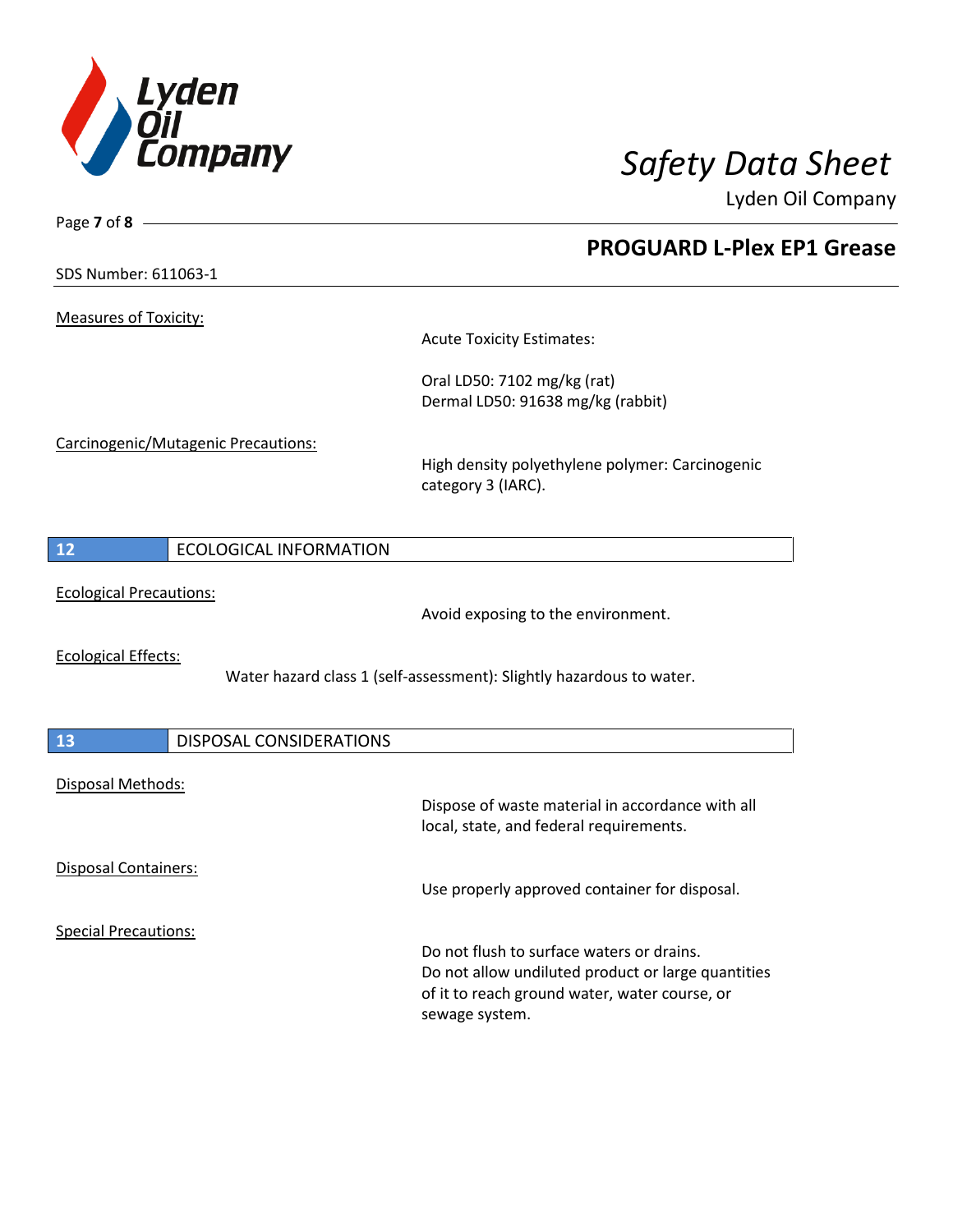Measures of Toxicity:

Acute Toxicity Estimates:

Oral LD50: 7102 mg/kg (rat)
Dermal LD50: 91638 mg/kg (rabbit)

Carcinogenic/Mutagenic Precautions:

High density polyethylene polymer: Carcinogenic category 3 (IARC).

## 12 ECOLOGICAL INFORMATION

Ecological Precautions:

Avoid exposing to the environment.

Ecological Effects:

Water hazard class 1 (self-assessment): Slightly hazardous to water.

## 13 DISPOSAL CONSIDERATIONS

Disposal Methods:

Dispose of waste material in accordance with all local, state, and federal requirements.

Disposal Containers:

Use properly approved container for disposal.

Special Precautions:

Do not flush to surface waters or drains.
Do not allow undiluted product or large quantities of it to reach ground water, water course, or sewage system.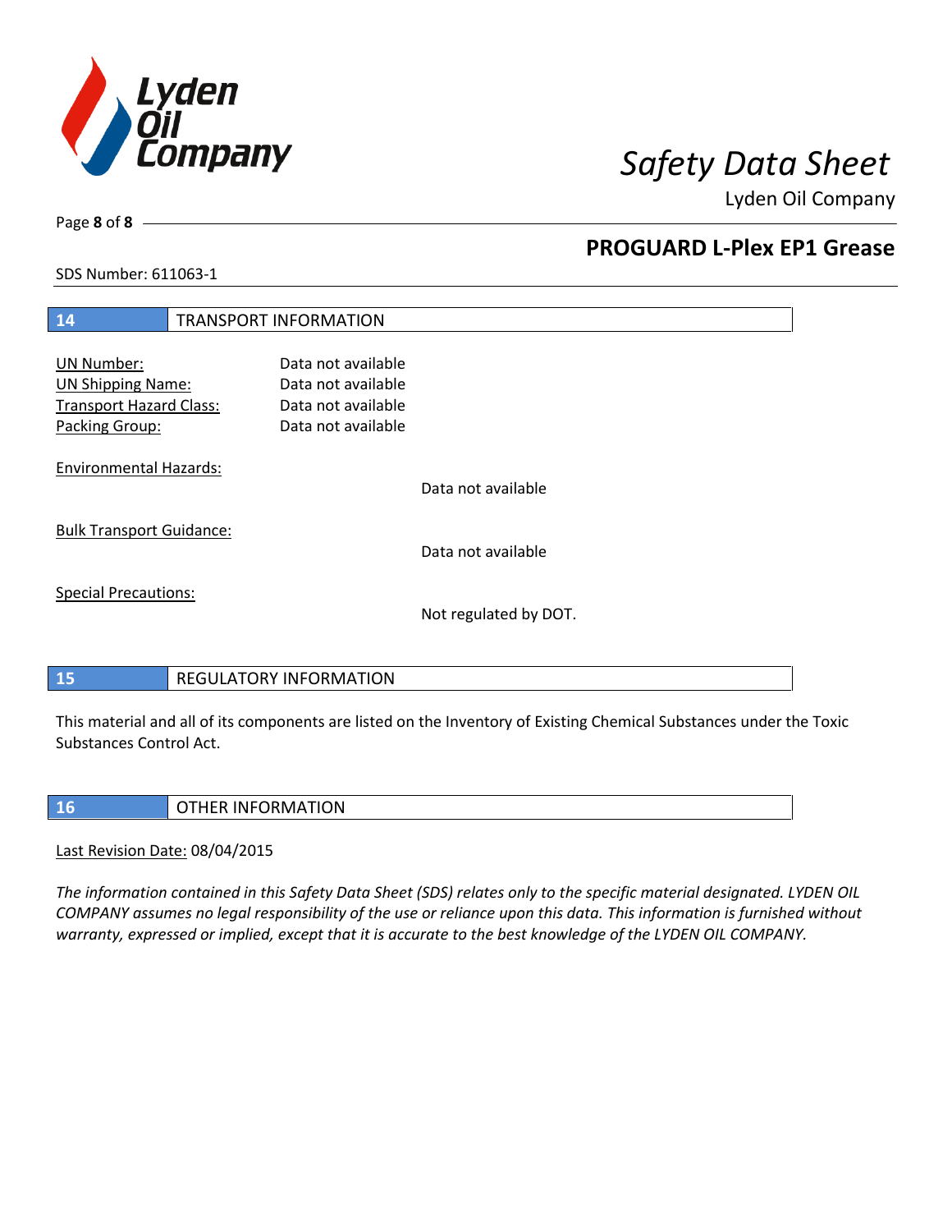## 14 TRANSPORT INFORMATION

| | |
|---|---|
| UN Number: | Data not available |
| UN Shipping Name: | Data not available |
| Transport Hazard Class: | Data not available |
| Packing Group: | Data not available |

Environmental Hazards:

Data not available

Bulk Transport Guidance:

Data not available

Special Precautions:

Not regulated by DOT.

## 15 REGULATORY INFORMATION

This material and all of its components are listed on the Inventory of Existing Chemical Substances under the Toxic Substances Control Act.

## 16 OTHER INFORMATION

Last Revision Date: 08/04/2015

*The information contained in this Safety Data Sheet (SDS) relates only to the specific material designated. LYDEN OIL COMPANY assumes no legal responsibility of the use or reliance upon this data. This information is furnished without warranty, expressed or implied, except that it is accurate to the best knowledge of the LYDEN OIL COMPANY.*